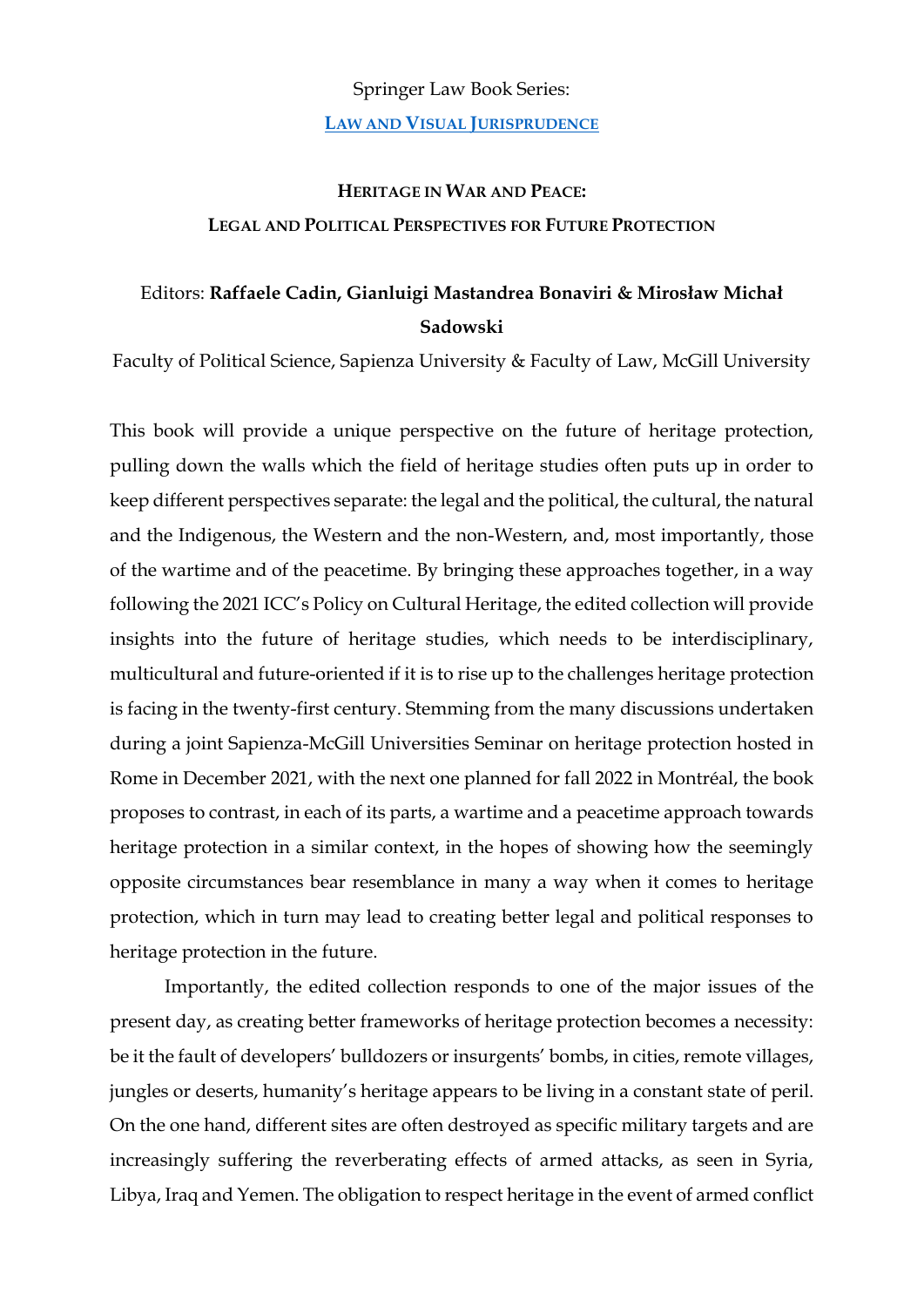Springer Law Book Series:

**[LAW AND VISUAL JURISPRUDENCE]**

# HERITAGE IN WAR AND PEACE: LEGAL AND POLITICAL PERSPECTIVES FOR FUTURE PROTECTION

Editors: **Raffaele Cadin, Gianluigi Mastandrea Bonaviri & Mirosław Michał Sadowski**

Faculty of Political Science, Sapienza University & Faculty of Law, McGill University

This book will provide a unique perspective on the future of heritage protection, pulling down the walls which the field of heritage studies often puts up in order to keep different perspectives separate: the legal and the political, the cultural, the natural and the Indigenous, the Western and the non-Western, and, most importantly, those of the wartime and of the peacetime. By bringing these approaches together, in a way following the 2021 ICC's Policy on Cultural Heritage, the edited collection will provide insights into the future of heritage studies, which needs to be interdisciplinary, multicultural and future-oriented if it is to rise up to the challenges heritage protection is facing in the twenty-first century. Stemming from the many discussions undertaken during a joint Sapienza-McGill Universities Seminar on heritage protection hosted in Rome in December 2021, with the next one planned for fall 2022 in Montréal, the book proposes to contrast, in each of its parts, a wartime and a peacetime approach towards heritage protection in a similar context, in the hopes of showing how the seemingly opposite circumstances bear resemblance in many a way when it comes to heritage protection, which in turn may lead to creating better legal and political responses to heritage protection in the future.

Importantly, the edited collection responds to one of the major issues of the present day, as creating better frameworks of heritage protection becomes a necessity: be it the fault of developers' bulldozers or insurgents' bombs, in cities, remote villages, jungles or deserts, humanity's heritage appears to be living in a constant state of peril. On the one hand, different sites are often destroyed as specific military targets and are increasingly suffering the reverberating effects of armed attacks, as seen in Syria, Libya, Iraq and Yemen. The obligation to respect heritage in the event of armed conflict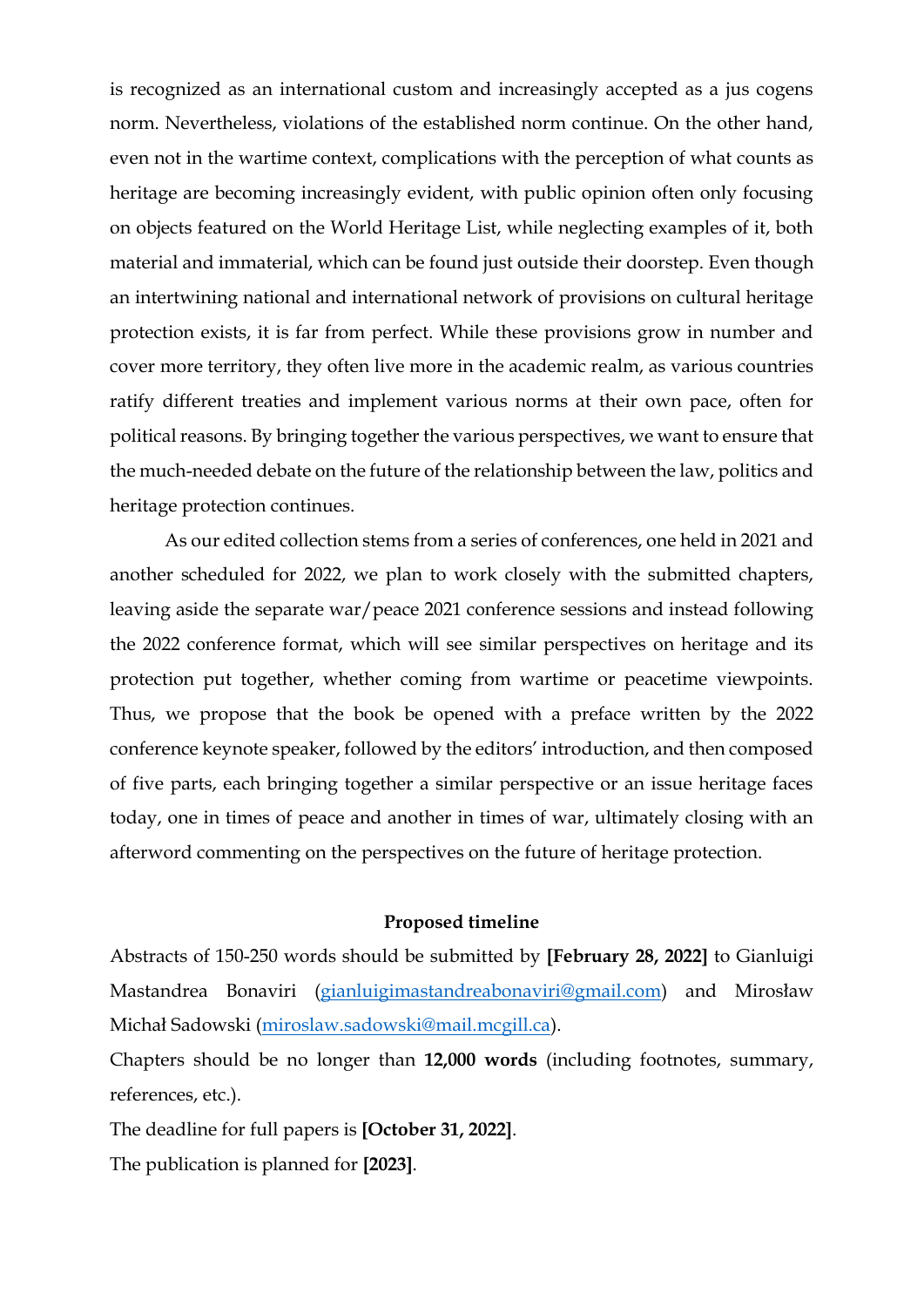is recognized as an international custom and increasingly accepted as a jus cogens norm. Nevertheless, violations of the established norm continue. On the other hand, even not in the wartime context, complications with the perception of what counts as heritage are becoming increasingly evident, with public opinion often only focusing on objects featured on the World Heritage List, while neglecting examples of it, both material and immaterial, which can be found just outside their doorstep. Even though an intertwining national and international network of provisions on cultural heritage protection exists, it is far from perfect. While these provisions grow in number and cover more territory, they often live more in the academic realm, as various countries ratify different treaties and implement various norms at their own pace, often for political reasons. By bringing together the various perspectives, we want to ensure that the much-needed debate on the future of the relationship between the law, politics and heritage protection continues.

As our edited collection stems from a series of conferences, one held in 2021 and another scheduled for 2022, we plan to work closely with the submitted chapters, leaving aside the separate war/peace 2021 conference sessions and instead following the 2022 conference format, which will see similar perspectives on heritage and its protection put together, whether coming from wartime or peacetime viewpoints. Thus, we propose that the book be opened with a preface written by the 2022 conference keynote speaker, followed by the editors' introduction, and then composed of five parts, each bringing together a similar perspective or an issue heritage faces today, one in times of peace and another in times of war, ultimately closing with an afterword commenting on the perspectives on the future of heritage protection.

**Proposed timeline**

Abstracts of 150-250 words should be submitted by **[February 28, 2022]** to Gianluigi Mastandrea Bonaviri (gianluigimastandreabonaviri@gmail.com) and Mirosław Michał Sadowski (miroslaw.sadowski@mail.mcgill.ca).

Chapters should be no longer than **12,000 words** (including footnotes, summary, references, etc.).

The deadline for full papers is **[October 31, 2022]**.

The publication is planned for **[2023]**.